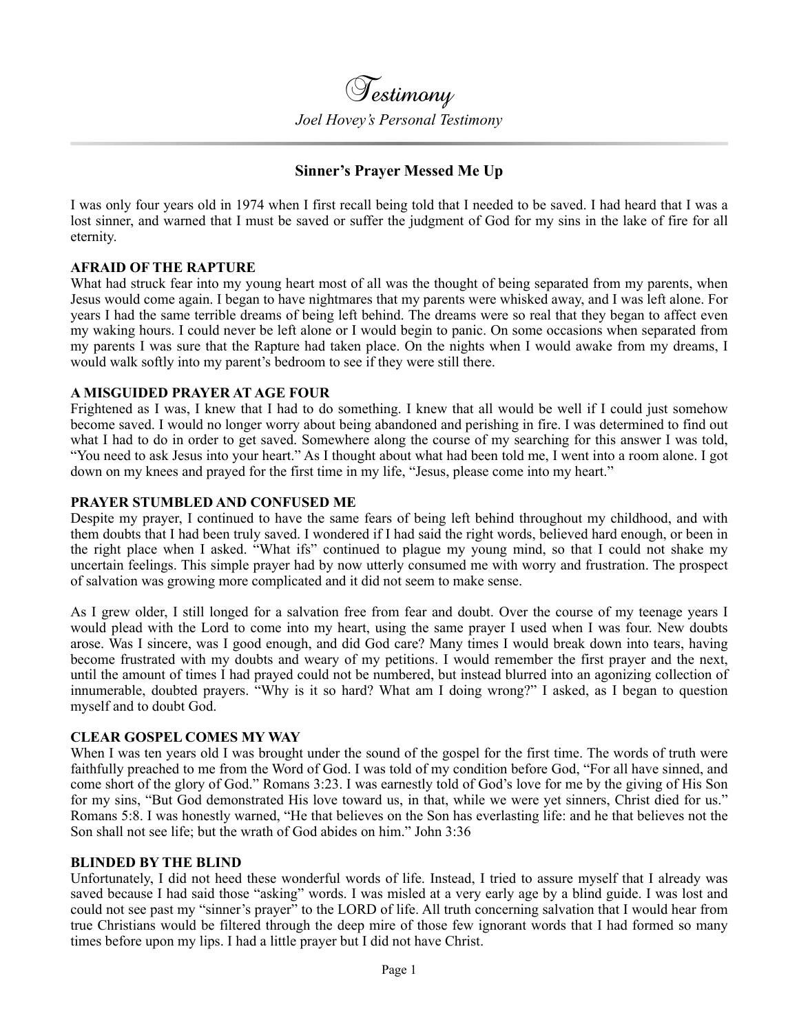# Testimony

*Joel Hovey's Personal Testimony*

## Sinner's Prayer Messed Me Up

I was only four years old in 1974 when I first recall being told that I needed to be saved. I had heard that I was a lost sinner, and warned that I must be saved or suffer the judgment of God for my sins in the lake of fire for all eternity.

**AFRAID OF THE RAPTURE**

What had struck fear into my young heart most of all was the thought of being separated from my parents, when Jesus would come again. I began to have nightmares that my parents were whisked away, and I was left alone. For years I had the same terrible dreams of being left behind. The dreams were so real that they began to affect even my waking hours. I could never be left alone or I would begin to panic. On some occasions when separated from my parents I was sure that the Rapture had taken place. On the nights when I would awake from my dreams, I would walk softly into my parent's bedroom to see if they were still there.

**A MISGUIDED PRAYER AT AGE FOUR**

Frightened as I was, I knew that I had to do something. I knew that all would be well if I could just somehow become saved. I would no longer worry about being abandoned and perishing in fire. I was determined to find out what I had to do in order to get saved. Somewhere along the course of my searching for this answer I was told, "You need to ask Jesus into your heart." As I thought about what had been told me, I went into a room alone. I got down on my knees and prayed for the first time in my life, "Jesus, please come into my heart."

**PRAYER STUMBLED AND CONFUSED ME**

Despite my prayer, I continued to have the same fears of being left behind throughout my childhood, and with them doubts that I had been truly saved. I wondered if I had said the right words, believed hard enough, or been in the right place when I asked. "What ifs" continued to plague my young mind, so that I could not shake my uncertain feelings. This simple prayer had by now utterly consumed me with worry and frustration. The prospect of salvation was growing more complicated and it did not seem to make sense.

As I grew older, I still longed for a salvation free from fear and doubt. Over the course of my teenage years I would plead with the Lord to come into my heart, using the same prayer I used when I was four. New doubts arose. Was I sincere, was I good enough, and did God care? Many times I would break down into tears, having become frustrated with my doubts and weary of my petitions. I would remember the first prayer and the next, until the amount of times I had prayed could not be numbered, but instead blurred into an agonizing collection of innumerable, doubted prayers. "Why is it so hard? What am I doing wrong?" I asked, as I began to question myself and to doubt God.

**CLEAR GOSPEL COMES MY WAY**

When I was ten years old I was brought under the sound of the gospel for the first time. The words of truth were faithfully preached to me from the Word of God. I was told of my condition before God, "For all have sinned, and come short of the glory of God." Romans 3:23. I was earnestly told of God's love for me by the giving of His Son for my sins, "But God demonstrated His love toward us, in that, while we were yet sinners, Christ died for us." Romans 5:8. I was honestly warned, "He that believes on the Son has everlasting life: and he that believes not the Son shall not see life; but the wrath of God abides on him." John 3:36

**BLINDED BY THE BLIND**

Unfortunately, I did not heed these wonderful words of life. Instead, I tried to assure myself that I already was saved because I had said those "asking" words. I was misled at a very early age by a blind guide. I was lost and could not see past my "sinner's prayer" to the LORD of life. All truth concerning salvation that I would hear from true Christians would be filtered through the deep mire of those few ignorant words that I had formed so many times before upon my lips. I had a little prayer but I did not have Christ.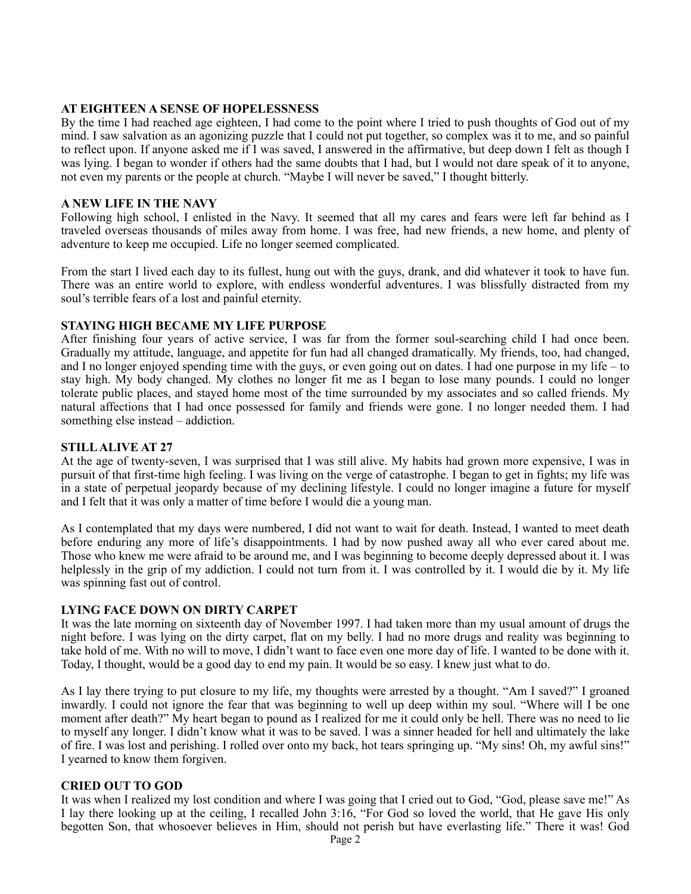**AT EIGHTEEN A SENSE OF HOPELESSNESS**

By the time I had reached age eighteen, I had come to the point where I tried to push thoughts of God out of my mind. I saw salvation as an agonizing puzzle that I could not put together, so complex was it to me, and so painful to reflect upon. If anyone asked me if I was saved, I answered in the affirmative, but deep down I felt as though I was lying. I began to wonder if others had the same doubts that I had, but I would not dare speak of it to anyone, not even my parents or the people at church. "Maybe I will never be saved," I thought bitterly.

**A NEW LIFE IN THE NAVY**

Following high school, I enlisted in the Navy. It seemed that all my cares and fears were left far behind as I traveled overseas thousands of miles away from home. I was free, had new friends, a new home, and plenty of adventure to keep me occupied. Life no longer seemed complicated.

From the start I lived each day to its fullest, hung out with the guys, drank, and did whatever it took to have fun. There was an entire world to explore, with endless wonderful adventures. I was blissfully distracted from my soul's terrible fears of a lost and painful eternity.

**STAYING HIGH BECAME MY LIFE PURPOSE**

After finishing four years of active service, I was far from the former soul-searching child I had once been. Gradually my attitude, language, and appetite for fun had all changed dramatically. My friends, too, had changed, and I no longer enjoyed spending time with the guys, or even going out on dates. I had one purpose in my life – to stay high. My body changed. My clothes no longer fit me as I began to lose many pounds. I could no longer tolerate public places, and stayed home most of the time surrounded by my associates and so called friends. My natural affections that I had once possessed for family and friends were gone. I no longer needed them. I had something else instead – addiction.

**STILL ALIVE AT 27**

At the age of twenty-seven, I was surprised that I was still alive. My habits had grown more expensive, I was in pursuit of that first-time high feeling. I was living on the verge of catastrophe. I began to get in fights; my life was in a state of perpetual jeopardy because of my declining lifestyle. I could no longer imagine a future for myself and I felt that it was only a matter of time before I would die a young man.

As I contemplated that my days were numbered, I did not want to wait for death. Instead, I wanted to meet death before enduring any more of life's disappointments. I had by now pushed away all who ever cared about me. Those who knew me were afraid to be around me, and I was beginning to become deeply depressed about it. I was helplessly in the grip of my addiction. I could not turn from it. I was controlled by it. I would die by it. My life was spinning fast out of control.

**LYING FACE DOWN ON DIRTY CARPET**

It was the late morning on sixteenth day of November 1997. I had taken more than my usual amount of drugs the night before. I was lying on the dirty carpet, flat on my belly. I had no more drugs and reality was beginning to take hold of me. With no will to move, I didn't want to face even one more day of life. I wanted to be done with it. Today, I thought, would be a good day to end my pain. It would be so easy. I knew just what to do.

As I lay there trying to put closure to my life, my thoughts were arrested by a thought. "Am I saved?" I groaned inwardly. I could not ignore the fear that was beginning to well up deep within my soul. "Where will I be one moment after death?" My heart began to pound as I realized for me it could only be hell. There was no need to lie to myself any longer. I didn't know what it was to be saved. I was a sinner headed for hell and ultimately the lake of fire. I was lost and perishing. I rolled over onto my back, hot tears springing up. "My sins! Oh, my awful sins!" I yearned to know them forgiven.

**CRIED OUT TO GOD**

It was when I realized my lost condition and where I was going that I cried out to God, "God, please save me!" As I lay there looking up at the ceiling, I recalled John 3:16, "For God so loved the world, that He gave His only begotten Son, that whosoever believes in Him, should not perish but have everlasting life." There it was! God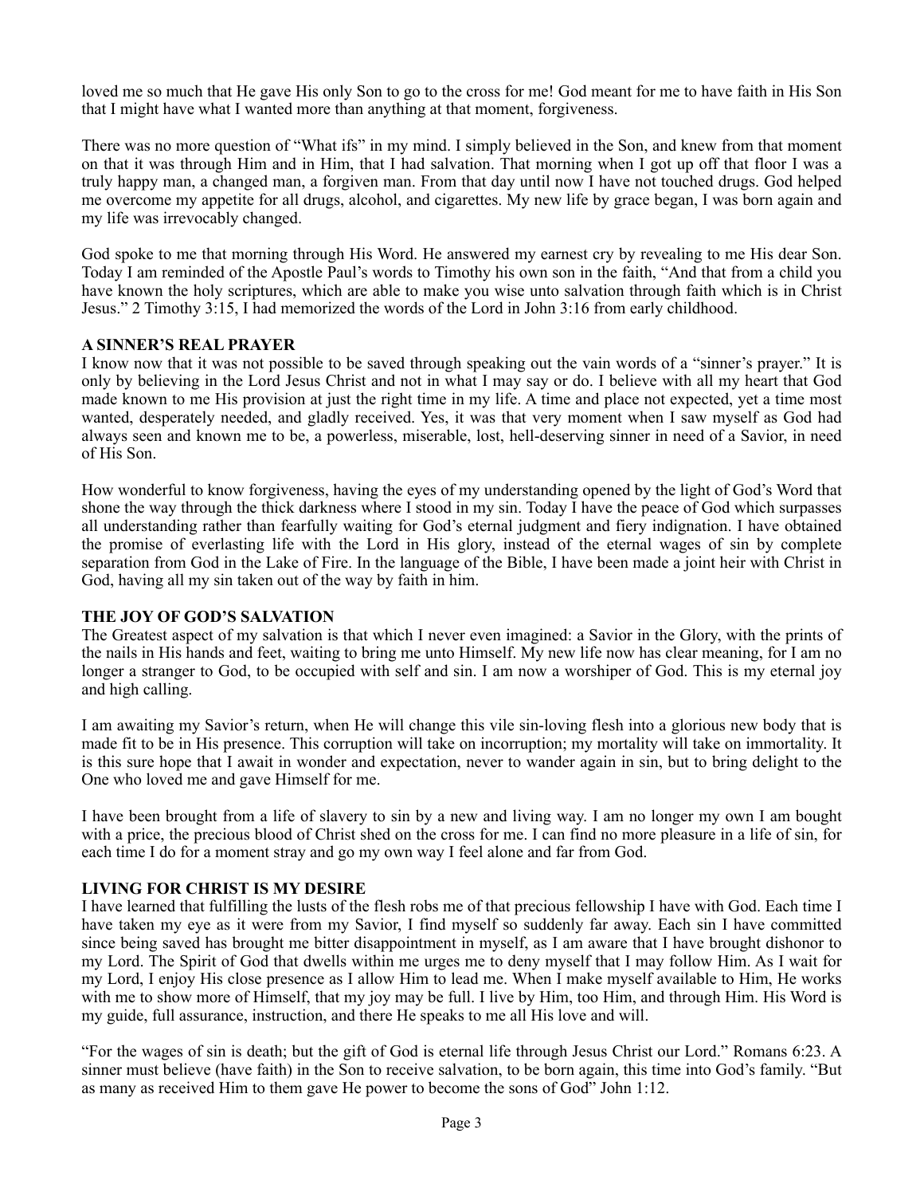loved me so much that He gave His only Son to go to the cross for me! God meant for me to have faith in His Son that I might have what I wanted more than anything at that moment, forgiveness.

There was no more question of "What ifs" in my mind. I simply believed in the Son, and knew from that moment on that it was through Him and in Him, that I had salvation. That morning when I got up off that floor I was a truly happy man, a changed man, a forgiven man. From that day until now I have not touched drugs. God helped me overcome my appetite for all drugs, alcohol, and cigarettes. My new life by grace began, I was born again and my life was irrevocably changed.

God spoke to me that morning through His Word. He answered my earnest cry by revealing to me His dear Son. Today I am reminded of the Apostle Paul's words to Timothy his own son in the faith, "And that from a child you have known the holy scriptures, which are able to make you wise unto salvation through faith which is in Christ Jesus." 2 Timothy 3:15, I had memorized the words of the Lord in John 3:16 from early childhood.

**A SINNER'S REAL PRAYER**

I know now that it was not possible to be saved through speaking out the vain words of a "sinner's prayer." It is only by believing in the Lord Jesus Christ and not in what I may say or do. I believe with all my heart that God made known to me His provision at just the right time in my life. A time and place not expected, yet a time most wanted, desperately needed, and gladly received. Yes, it was that very moment when I saw myself as God had always seen and known me to be, a powerless, miserable, lost, hell-deserving sinner in need of a Savior, in need of His Son.

How wonderful to know forgiveness, having the eyes of my understanding opened by the light of God's Word that shone the way through the thick darkness where I stood in my sin. Today I have the peace of God which surpasses all understanding rather than fearfully waiting for God's eternal judgment and fiery indignation. I have obtained the promise of everlasting life with the Lord in His glory, instead of the eternal wages of sin by complete separation from God in the Lake of Fire. In the language of the Bible, I have been made a joint heir with Christ in God, having all my sin taken out of the way by faith in him.

**THE JOY OF GOD'S SALVATION**

The Greatest aspect of my salvation is that which I never even imagined: a Savior in the Glory, with the prints of the nails in His hands and feet, waiting to bring me unto Himself. My new life now has clear meaning, for I am no longer a stranger to God, to be occupied with self and sin. I am now a worshiper of God. This is my eternal joy and high calling.

I am awaiting my Savior's return, when He will change this vile sin-loving flesh into a glorious new body that is made fit to be in His presence. This corruption will take on incorruption; my mortality will take on immortality. It is this sure hope that I await in wonder and expectation, never to wander again in sin, but to bring delight to the One who loved me and gave Himself for me.

I have been brought from a life of slavery to sin by a new and living way. I am no longer my own I am bought with a price, the precious blood of Christ shed on the cross for me. I can find no more pleasure in a life of sin, for each time I do for a moment stray and go my own way I feel alone and far from God.

**LIVING FOR CHRIST IS MY DESIRE**

I have learned that fulfilling the lusts of the flesh robs me of that precious fellowship I have with God. Each time I have taken my eye as it were from my Savior, I find myself so suddenly far away. Each sin I have committed since being saved has brought me bitter disappointment in myself, as I am aware that I have brought dishonor to my Lord. The Spirit of God that dwells within me urges me to deny myself that I may follow Him. As I wait for my Lord, I enjoy His close presence as I allow Him to lead me. When I make myself available to Him, He works with me to show more of Himself, that my joy may be full. I live by Him, too Him, and through Him. His Word is my guide, full assurance, instruction, and there He speaks to me all His love and will.

"For the wages of sin is death; but the gift of God is eternal life through Jesus Christ our Lord." Romans 6:23. A sinner must believe (have faith) in the Son to receive salvation, to be born again, this time into God's family. "But as many as received Him to them gave He power to become the sons of God" John 1:12.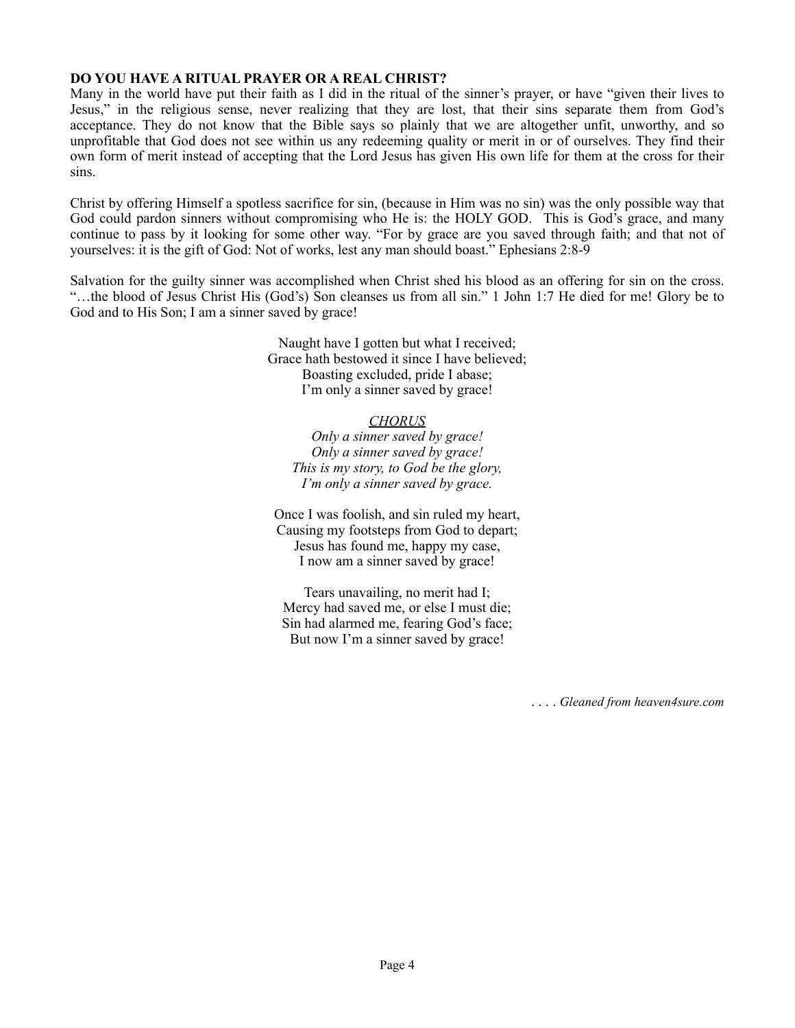**DO YOU HAVE A RITUAL PRAYER OR A REAL CHRIST?**

Many in the world have put their faith as I did in the ritual of the sinner's prayer, or have "given their lives to Jesus," in the religious sense, never realizing that they are lost, that their sins separate them from God's acceptance. They do not know that the Bible says so plainly that we are altogether unfit, unworthy, and so unprofitable that God does not see within us any redeeming quality or merit in or of ourselves. They find their own form of merit instead of accepting that the Lord Jesus has given His own life for them at the cross for their sins.

Christ by offering Himself a spotless sacrifice for sin, (because in Him was no sin) was the only possible way that God could pardon sinners without compromising who He is: the HOLY GOD. This is God's grace, and many continue to pass by it looking for some other way. "For by grace are you saved through faith; and that not of yourselves: it is the gift of God: Not of works, lest any man should boast." Ephesians 2:8-9

Salvation for the guilty sinner was accomplished when Christ shed his blood as an offering for sin on the cross. "…the blood of Jesus Christ His (God's) Son cleanses us from all sin." 1 John 1:7 He died for me! Glory be to God and to His Son; I am a sinner saved by grace!

Naught have I gotten but what I received;  
Grace hath bestowed it since I have believed;  
Boasting excluded, pride I abase;  
I'm only a sinner saved by grace!

<u>*CHORUS*</u>  
*Only a sinner saved by grace!*  
*Only a sinner saved by grace!*  
*This is my story, to God be the glory,*  
*I'm only a sinner saved by grace.*

Once I was foolish, and sin ruled my heart,  
Causing my footsteps from God to depart;  
Jesus has found me, happy my case,  
I now am a sinner saved by grace!

Tears unavailing, no merit had I;  
Mercy had saved me, or else I must die;  
Sin had alarmed me, fearing God's face;  
But now I'm a sinner saved by grace!

*. . . . Gleaned from heaven4sure.com*